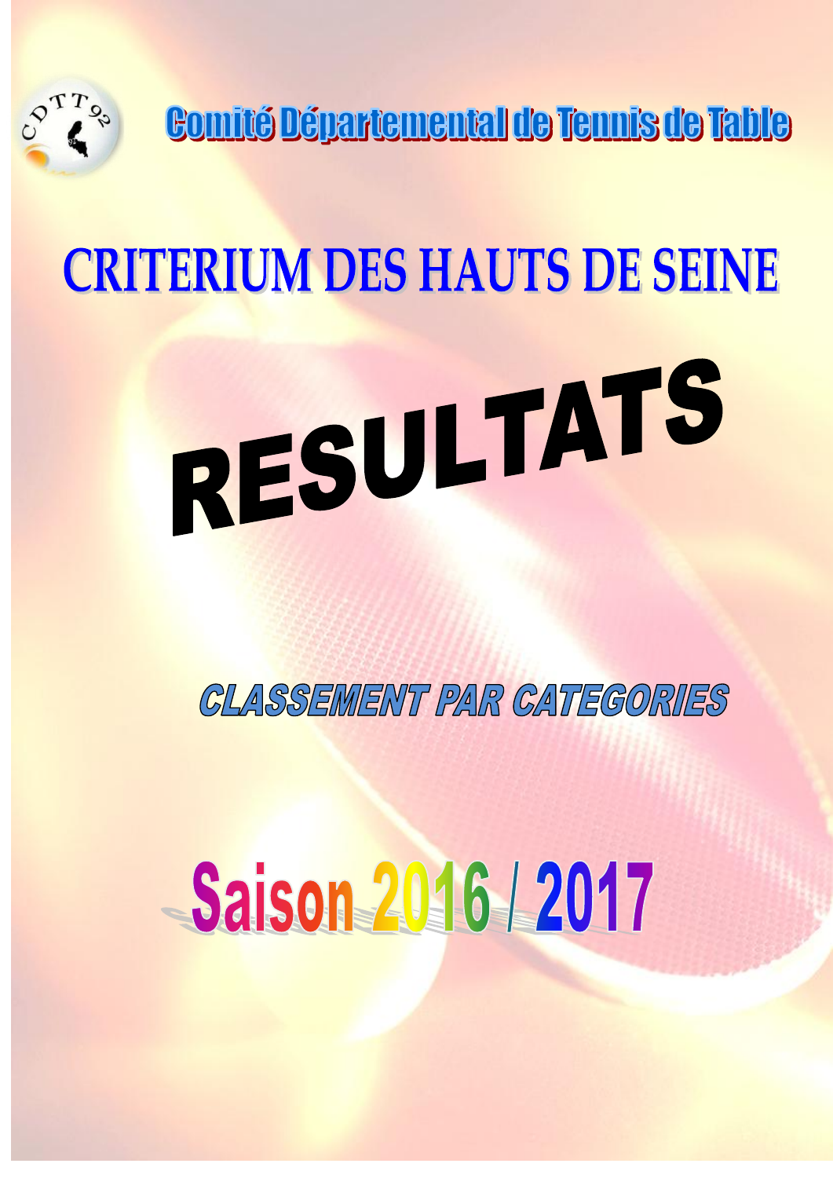Comité Départemental de Tennis de Table

# CRITERIUM DES HAUTS DE SEINE

# RESULTATS

## CLASSEMENT PAR CATEGORIES

## Saison 2016 / 2017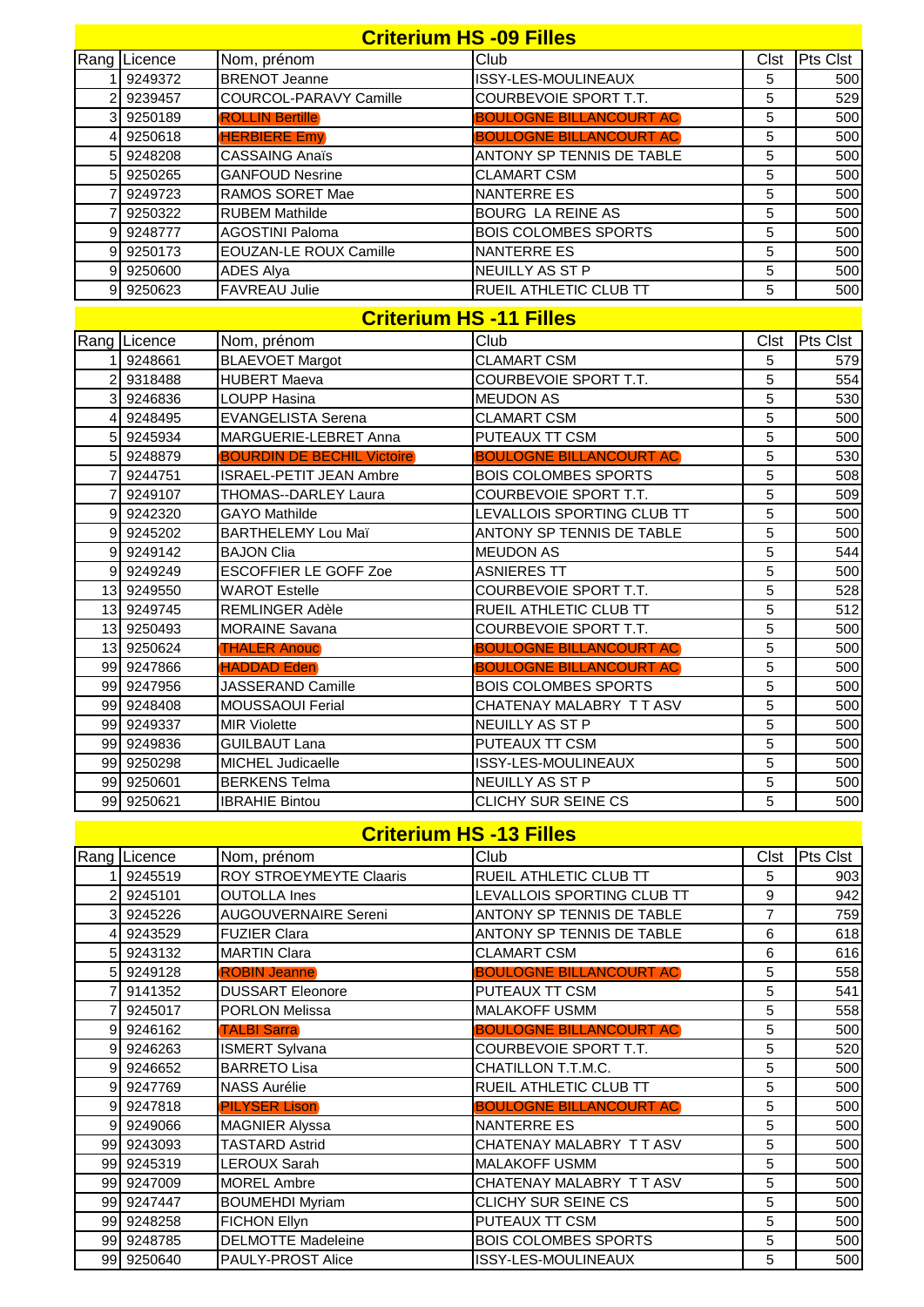## Criterium HS -09 Filles

| Rang | Licence | Nom, prénom | Club | Clst | Pts Clst |
|---|---|---|---|---|---|
| 1 | 9249372 | BRENOT Jeanne | ISSY-LES-MOULINEAUX | 5 | 500 |
| 2 | 9239457 | COURCOL-PARAVY Camille | COURBEVOIE SPORT T.T. | 5 | 529 |
| 3 | 9250189 | ROLLIN Bertille | BOULOGNE BILLANCOURT AC | 5 | 500 |
| 4 | 9250618 | HERBIERE Emy | BOULOGNE BILLANCOURT AC | 5 | 500 |
| 5 | 9248208 | CASSAING Anaïs | ANTONY SP TENNIS DE TABLE | 5 | 500 |
| 5 | 9250265 | GANFOUD Nesrine | CLAMART CSM | 5 | 500 |
| 7 | 9249723 | RAMOS SORET Mae | NANTERRE ES | 5 | 500 |
| 7 | 9250322 | RUBEM Mathilde | BOURG LA REINE AS | 5 | 500 |
| 9 | 9248777 | AGOSTINI Paloma | BOIS COLOMBES SPORTS | 5 | 500 |
| 9 | 9250173 | EOUZAN-LE ROUX Camille | NANTERRE ES | 5 | 500 |
| 9 | 9250600 | ADES Alya | NEUILLY AS ST P | 5 | 500 |
| 9 | 9250623 | FAVREAU Julie | RUEIL ATHLETIC CLUB TT | 5 | 500 |

## Criterium HS -11 Filles

| Rang | Licence | Nom, prénom | Club | Clst | Pts Clst |
|---|---|---|---|---|---|
| 1 | 9248661 | BLAEVOET Margot | CLAMART CSM | 5 | 579 |
| 2 | 9318488 | HUBERT Maeva | COURBEVOIE SPORT T.T. | 5 | 554 |
| 3 | 9246836 | LOUPP Hasina | MEUDON AS | 5 | 530 |
| 4 | 9248495 | EVANGELISTA Serena | CLAMART CSM | 5 | 500 |
| 5 | 9245934 | MARGUERIE-LEBRET Anna | PUTEAUX TT CSM | 5 | 500 |
| 5 | 9248879 | BOURDIN DE BECHIL Victoire | BOULOGNE BILLANCOURT AC | 5 | 530 |
| 7 | 9244751 | ISRAEL-PETIT JEAN Ambre | BOIS COLOMBES SPORTS | 5 | 508 |
| 7 | 9249107 | THOMAS--DARLEY Laura | COURBEVOIE SPORT T.T. | 5 | 509 |
| 9 | 9242320 | GAYO Mathilde | LEVALLOIS SPORTING CLUB TT | 5 | 500 |
| 9 | 9245202 | BARTHELEMY Lou Maï | ANTONY SP TENNIS DE TABLE | 5 | 500 |
| 9 | 9249142 | BAJON Clia | MEUDON AS | 5 | 544 |
| 9 | 9249249 | ESCOFFIER LE GOFF Zoe | ASNIERES TT | 5 | 500 |
| 13 | 9249550 | WAROT Estelle | COURBEVOIE SPORT T.T. | 5 | 528 |
| 13 | 9249745 | REMLINGER Adèle | RUEIL ATHLETIC CLUB TT | 5 | 512 |
| 13 | 9250493 | MORAINE Savana | COURBEVOIE SPORT T.T. | 5 | 500 |
| 13 | 9250624 | THALER Anouc | BOULOGNE BILLANCOURT AC | 5 | 500 |
| 99 | 9247866 | HADDAD Eden | BOULOGNE BILLANCOURT AC | 5 | 500 |
| 99 | 9247956 | JASSERAND Camille | BOIS COLOMBES SPORTS | 5 | 500 |
| 99 | 9248408 | MOUSSAOUI Ferial | CHATENAY MALABRY T T ASV | 5 | 500 |
| 99 | 9249337 | MIR Violette | NEUILLY AS ST P | 5 | 500 |
| 99 | 9249836 | GUILBAUT Lana | PUTEAUX TT CSM | 5 | 500 |
| 99 | 9250298 | MICHEL Judicaelle | ISSY-LES-MOULINEAUX | 5 | 500 |
| 99 | 9250601 | BERKENS Telma | NEUILLY AS ST P | 5 | 500 |
| 99 | 9250621 | IBRAHIE Bintou | CLICHY SUR SEINE CS | 5 | 500 |

## Criterium HS -13 Filles

| Rang | Licence | Nom, prénom | Club | Clst | Pts Clst |
|---|---|---|---|---|---|
| 1 | 9245519 | ROY STROEYMEYTE Claaris | RUEIL ATHLETIC CLUB TT | 5 | 903 |
| 2 | 9245101 | OUTOLLA Ines | LEVALLOIS SPORTING CLUB TT | 9 | 942 |
| 3 | 9245226 | AUGOUVERNAIRE Sereni | ANTONY SP TENNIS DE TABLE | 7 | 759 |
| 4 | 9243529 | FUZIER Clara | ANTONY SP TENNIS DE TABLE | 6 | 618 |
| 5 | 9243132 | MARTIN Clara | CLAMART CSM | 6 | 616 |
| 5 | 9249128 | ROBIN Jeanne | BOULOGNE BILLANCOURT AC | 5 | 558 |
| 7 | 9141352 | DUSSART Eleonore | PUTEAUX TT CSM | 5 | 541 |
| 7 | 9245017 | PORLON Melissa | MALAKOFF USMM | 5 | 558 |
| 9 | 9246162 | TALBI Sarra | BOULOGNE BILLANCOURT AC | 5 | 500 |
| 9 | 9246263 | ISMERT Sylvana | COURBEVOIE SPORT T.T. | 5 | 520 |
| 9 | 9246652 | BARRETO Lisa | CHATILLON T.T.M.C. | 5 | 500 |
| 9 | 9247769 | NASS Aurélie | RUEIL ATHLETIC CLUB TT | 5 | 500 |
| 9 | 9247818 | PILYSER Lison | BOULOGNE BILLANCOURT AC | 5 | 500 |
| 9 | 9249066 | MAGNIER Alyssa | NANTERRE ES | 5 | 500 |
| 99 | 9243093 | TASTARD Astrid | CHATENAY MALABRY T T ASV | 5 | 500 |
| 99 | 9245319 | LEROUX Sarah | MALAKOFF USMM | 5 | 500 |
| 99 | 9247009 | MOREL Ambre | CHATENAY MALABRY T T ASV | 5 | 500 |
| 99 | 9247447 | BOUMEHDI Myriam | CLICHY SUR SEINE CS | 5 | 500 |
| 99 | 9248258 | FICHON Ellyn | PUTEAUX TT CSM | 5 | 500 |
| 99 | 9248785 | DELMOTTE Madeleine | BOIS COLOMBES SPORTS | 5 | 500 |
| 99 | 9250640 | PAULY-PROST Alice | ISSY-LES-MOULINEAUX | 5 | 500 |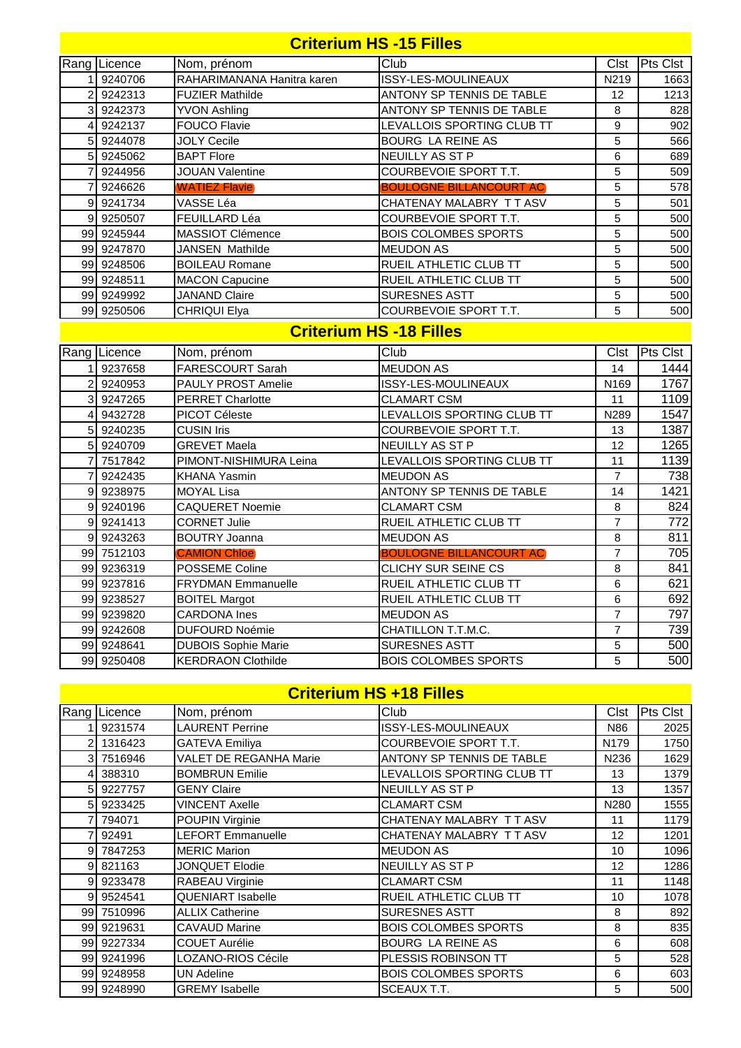## Criterium HS -15 Filles

| Rang | Licence | Nom, prénom | Club | Clst | Pts Clst |
|---|---|---|---|---|---|
| 1 | 9240706 | RAHARIMANANA Hanitra karen | ISSY-LES-MOULINEAUX | N219 | 1663 |
| 2 | 9242313 | FUZIER Mathilde | ANTONY SP TENNIS DE TABLE | 12 | 1213 |
| 3 | 9242373 | YVON Ashling | ANTONY SP TENNIS DE TABLE | 8 | 828 |
| 4 | 9242137 | FOUCO Flavie | LEVALLOIS SPORTING CLUB TT | 9 | 902 |
| 5 | 9244078 | JOLY Cecile | BOURG LA REINE AS | 5 | 566 |
| 5 | 9245062 | BAPT Flore | NEUILLY AS ST P | 6 | 689 |
| 7 | 9244956 | JOUAN Valentine | COURBEVOIE SPORT T.T. | 5 | 509 |
| 7 | 9246626 | WATIEZ Flavie | BOULOGNE BILLANCOURT AC | 5 | 578 |
| 9 | 9241734 | VASSE Léa | CHATENAY MALABRY T T ASV | 5 | 501 |
| 9 | 9250507 | FEUILLARD Léa | COURBEVOIE SPORT T.T. | 5 | 500 |
| 99 | 9245944 | MASSIOT Clémence | BOIS COLOMBES SPORTS | 5 | 500 |
| 99 | 9247870 | JANSEN Mathilde | MEUDON AS | 5 | 500 |
| 99 | 9248506 | BOILEAU Romane | RUEIL ATHLETIC CLUB TT | 5 | 500 |
| 99 | 9248511 | MACON Capucine | RUEIL ATHLETIC CLUB TT | 5 | 500 |
| 99 | 9249992 | JANAND Claire | SURESNES ASTT | 5 | 500 |
| 99 | 9250506 | CHRIQUI Elya | COURBEVOIE SPORT T.T. | 5 | 500 |

## Criterium HS -18 Filles

| Rang | Licence | Nom, prénom | Club | Clst | Pts Clst |
|---|---|---|---|---|---|
| 1 | 9237658 | FARESCOURT Sarah | MEUDON AS | 14 | 1444 |
| 2 | 9240953 | PAULY PROST Amelie | ISSY-LES-MOULINEAUX | N169 | 1767 |
| 3 | 9247265 | PERRET Charlotte | CLAMART CSM | 11 | 1109 |
| 4 | 9432728 | PICOT Céleste | LEVALLOIS SPORTING CLUB TT | N289 | 1547 |
| 5 | 9240235 | CUSIN Iris | COURBEVOIE SPORT T.T. | 13 | 1387 |
| 5 | 9240709 | GREVET Maela | NEUILLY AS ST P | 12 | 1265 |
| 7 | 7517842 | PIMONT-NISHIMURA Leina | LEVALLOIS SPORTING CLUB TT | 11 | 1139 |
| 7 | 9242435 | KHANA Yasmin | MEUDON AS | 7 | 738 |
| 9 | 9238975 | MOYAL Lisa | ANTONY SP TENNIS DE TABLE | 14 | 1421 |
| 9 | 9240196 | CAQUERET Noemie | CLAMART CSM | 8 | 824 |
| 9 | 9241413 | CORNET Julie | RUEIL ATHLETIC CLUB TT | 7 | 772 |
| 9 | 9243263 | BOUTRY Joanna | MEUDON AS | 8 | 811 |
| 99 | 7512103 | CAMION Chloe | BOULOGNE BILLANCOURT AC | 7 | 705 |
| 99 | 9236319 | POSSEME Coline | CLICHY SUR SEINE CS | 8 | 841 |
| 99 | 9237816 | FRYDMAN Emmanuelle | RUEIL ATHLETIC CLUB TT | 6 | 621 |
| 99 | 9238527 | BOITEL Margot | RUEIL ATHLETIC CLUB TT | 6 | 692 |
| 99 | 9239820 | CARDONA Ines | MEUDON AS | 7 | 797 |
| 99 | 9242608 | DUFOURD Noémie | CHATILLON T.T.M.C. | 7 | 739 |
| 99 | 9248641 | DUBOIS Sophie Marie | SURESNES ASTT | 5 | 500 |
| 99 | 9250408 | KERDRAON Clothilde | BOIS COLOMBES SPORTS | 5 | 500 |

## Criterium HS +18 Filles

| Rang | Licence | Nom, prénom | Club | Clst | Pts Clst |
|---|---|---|---|---|---|
| 1 | 9231574 | LAURENT Perrine | ISSY-LES-MOULINEAUX | N86 | 2025 |
| 2 | 1316423 | GATEVA Emiliya | COURBEVOIE SPORT T.T. | N179 | 1750 |
| 3 | 7516946 | VALET DE REGANHA Marie | ANTONY SP TENNIS DE TABLE | N236 | 1629 |
| 4 | 388310 | BOMBRUN Emilie | LEVALLOIS SPORTING CLUB TT | 13 | 1379 |
| 5 | 9227757 | GENY Claire | NEUILLY AS ST P | 13 | 1357 |
| 5 | 9233425 | VINCENT Axelle | CLAMART CSM | N280 | 1555 |
| 7 | 794071 | POUPIN Virginie | CHATENAY MALABRY T T ASV | 11 | 1179 |
| 7 | 92491 | LEFORT Emmanuelle | CHATENAY MALABRY T T ASV | 12 | 1201 |
| 9 | 7847253 | MERIC Marion | MEUDON AS | 10 | 1096 |
| 9 | 821163 | JONQUET Elodie | NEUILLY AS ST P | 12 | 1286 |
| 9 | 9233478 | RABEAU Virginie | CLAMART CSM | 11 | 1148 |
| 9 | 9524541 | QUENIART Isabelle | RUEIL ATHLETIC CLUB TT | 10 | 1078 |
| 99 | 7510996 | ALLIX Catherine | SURESNES ASTT | 8 | 892 |
| 99 | 9219631 | CAVAUD Marine | BOIS COLOMBES SPORTS | 8 | 835 |
| 99 | 9227334 | COUET Aurélie | BOURG LA REINE AS | 6 | 608 |
| 99 | 9241996 | LOZANO-RIOS Cécile | PLESSIS ROBINSON TT | 5 | 528 |
| 99 | 9248958 | UN Adeline | BOIS COLOMBES SPORTS | 6 | 603 |
| 99 | 9248990 | GREMY Isabelle | SCEAUX T.T. | 5 | 500 |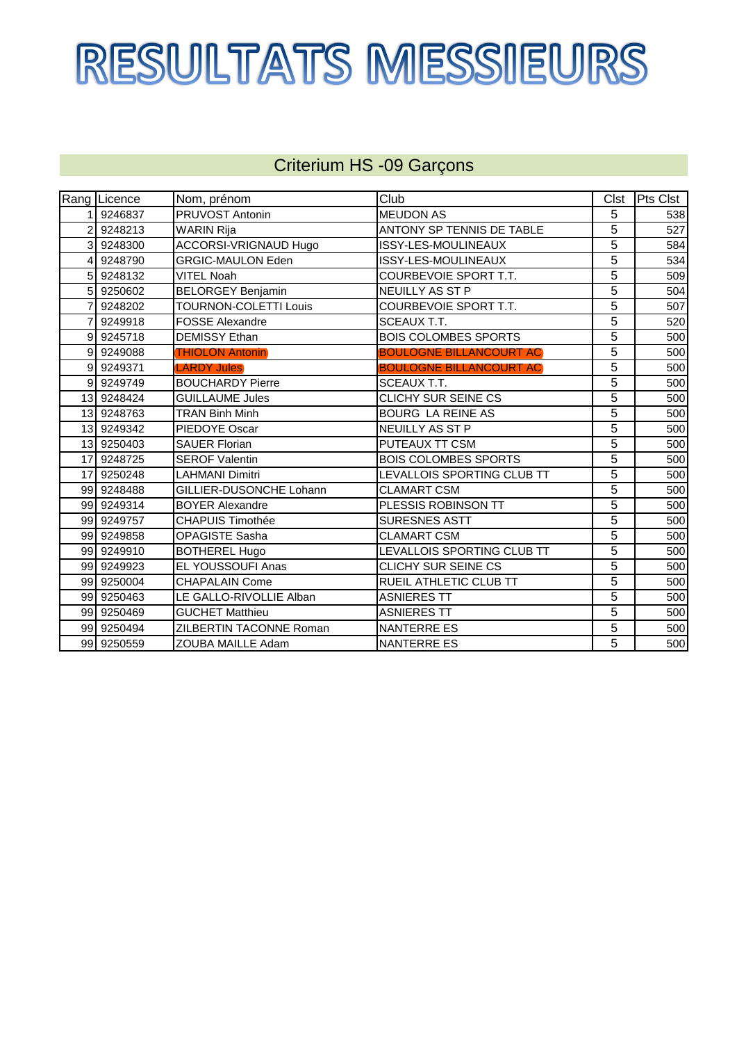# RESULTATS MESSIEURS

## Criterium HS -09 Garçons

| Rang | Licence | Nom, prénom | Club | Clst | Pts Clst |
|---|---|---|---|---|---|
| 1 | 9246837 | PRUVOST Antonin | MEUDON AS | 5 | 538 |
| 2 | 9248213 | WARIN Rija | ANTONY SP TENNIS DE TABLE | 5 | 527 |
| 3 | 9248300 | ACCORSI-VRIGNAUD Hugo | ISSY-LES-MOULINEAUX | 5 | 584 |
| 4 | 9248790 | GRGIC-MAULON Eden | ISSY-LES-MOULINEAUX | 5 | 534 |
| 5 | 9248132 | VITEL Noah | COURBEVOIE SPORT T.T. | 5 | 509 |
| 5 | 9250602 | BELORGEY Benjamin | NEUILLY AS ST P | 5 | 504 |
| 7 | 9248202 | TOURNON-COLETTI Louis | COURBEVOIE SPORT T.T. | 5 | 507 |
| 7 | 9249918 | FOSSE Alexandre | SCEAUX T.T. | 5 | 520 |
| 9 | 9245718 | DEMISSY Ethan | BOIS COLOMBES SPORTS | 5 | 500 |
| 9 | 9249088 | THIOLON Antonin | BOULOGNE BILLANCOURT AC | 5 | 500 |
| 9 | 9249371 | LARDY Jules | BOULOGNE BILLANCOURT AC | 5 | 500 |
| 9 | 9249749 | BOUCHARDY Pierre | SCEAUX T.T. | 5 | 500 |
| 13 | 9248424 | GUILLAUME Jules | CLICHY SUR SEINE CS | 5 | 500 |
| 13 | 9248763 | TRAN Binh Minh | BOURG LA REINE AS | 5 | 500 |
| 13 | 9249342 | PIEDOYE Oscar | NEUILLY AS ST P | 5 | 500 |
| 13 | 9250403 | SAUER Florian | PUTEAUX TT CSM | 5 | 500 |
| 17 | 9248725 | SEROF Valentin | BOIS COLOMBES SPORTS | 5 | 500 |
| 17 | 9250248 | LAHMANI Dimitri | LEVALLOIS SPORTING CLUB TT | 5 | 500 |
| 99 | 9248488 | GILLIER-DUSONCHE Lohann | CLAMART CSM | 5 | 500 |
| 99 | 9249314 | BOYER Alexandre | PLESSIS ROBINSON TT | 5 | 500 |
| 99 | 9249757 | CHAPUIS Timothée | SURESNES ASTT | 5 | 500 |
| 99 | 9249858 | OPAGISTE Sasha | CLAMART CSM | 5 | 500 |
| 99 | 9249910 | BOTHEREL Hugo | LEVALLOIS SPORTING CLUB TT | 5 | 500 |
| 99 | 9249923 | EL YOUSSOUFI Anas | CLICHY SUR SEINE CS | 5 | 500 |
| 99 | 9250004 | CHAPALAIN Come | RUEIL ATHLETIC CLUB TT | 5 | 500 |
| 99 | 9250463 | LE GALLO-RIVOLLIE Alban | ASNIERES TT | 5 | 500 |
| 99 | 9250469 | GUCHET Matthieu | ASNIERES TT | 5 | 500 |
| 99 | 9250494 | ZILBERTIN TACONNE Roman | NANTERRE ES | 5 | 500 |
| 99 | 9250559 | ZOUBA MAILLE Adam | NANTERRE ES | 5 | 500 |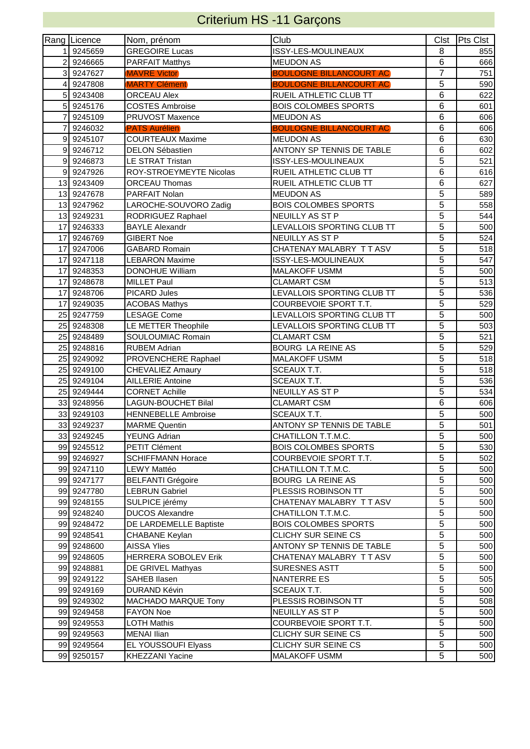# Criterium HS -11 Garçons

| Rang | Licence | Nom, prénom | Club | Clst | Pts Clst |
|---|---|---|---|---|---|
| 1 | 9245659 | GREGOIRE Lucas | ISSY-LES-MOULINEAUX | 8 | 855 |
| 2 | 9246665 | PARFAIT Matthys | MEUDON AS | 6 | 666 |
| 3 | 9247627 | MAVRE Victor | BOULOGNE BILLANCOURT AC | 7 | 751 |
| 4 | 9247808 | MARTY Clément | BOULOGNE BILLANCOURT AC | 5 | 590 |
| 5 | 9243408 | ORCEAU Alex | RUEIL ATHLETIC CLUB TT | 6 | 622 |
| 5 | 9245176 | COSTES Ambroise | BOIS COLOMBES SPORTS | 6 | 601 |
| 7 | 9245109 | PRUVOST Maxence | MEUDON AS | 6 | 606 |
| 7 | 9246032 | PATS Aurélien | BOULOGNE BILLANCOURT AC | 6 | 606 |
| 9 | 9245107 | COURTEAUX Maxime | MEUDON AS | 6 | 630 |
| 9 | 9246712 | DELON Sébastien | ANTONY SP TENNIS DE TABLE | 6 | 602 |
| 9 | 9246873 | LE STRAT Tristan | ISSY-LES-MOULINEAUX | 5 | 521 |
| 9 | 9247926 | ROY-STROEYMEYTE Nicolas | RUEIL ATHLETIC CLUB TT | 6 | 616 |
| 13 | 9243409 | ORCEAU Thomas | RUEIL ATHLETIC CLUB TT | 6 | 627 |
| 13 | 9247678 | PARFAIT Nolan | MEUDON AS | 5 | 589 |
| 13 | 9247962 | LAROCHE-SOUVORO Zadig | BOIS COLOMBES SPORTS | 5 | 558 |
| 13 | 9249231 | RODRIGUEZ Raphael | NEUILLY AS ST P | 5 | 544 |
| 17 | 9246333 | BAYLE Alexandr | LEVALLOIS SPORTING CLUB TT | 5 | 500 |
| 17 | 9246769 | GIBERT Noe | NEUILLY AS ST P | 5 | 524 |
| 17 | 9247006 | GABARD Romain | CHATENAY MALABRY T T ASV | 5 | 518 |
| 17 | 9247118 | LEBARON Maxime | ISSY-LES-MOULINEAUX | 5 | 547 |
| 17 | 9248353 | DONOHUE William | MALAKOFF USMM | 5 | 500 |
| 17 | 9248678 | MILLET Paul | CLAMART CSM | 5 | 513 |
| 17 | 9248706 | PICARD Jules | LEVALLOIS SPORTING CLUB TT | 5 | 536 |
| 17 | 9249035 | ACOBAS Mathys | COURBEVOIE SPORT T.T. | 5 | 529 |
| 25 | 9247759 | LESAGE Come | LEVALLOIS SPORTING CLUB TT | 5 | 500 |
| 25 | 9248308 | LE METTER Theophile | LEVALLOIS SPORTING CLUB TT | 5 | 503 |
| 25 | 9248489 | SOULOUMIAC Romain | CLAMART CSM | 5 | 521 |
| 25 | 9248816 | RUBEM Adrian | BOURG LA REINE AS | 5 | 529 |
| 25 | 9249092 | PROVENCHERE Raphael | MALAKOFF USMM | 5 | 518 |
| 25 | 9249100 | CHEVALIEZ Amaury | SCEAUX T.T. | 5 | 518 |
| 25 | 9249104 | AILLERIE Antoine | SCEAUX T.T. | 5 | 536 |
| 25 | 9249444 | CORNET Achille | NEUILLY AS ST P | 5 | 534 |
| 33 | 9248956 | LAGUN-BOUCHET Bilal | CLAMART CSM | 6 | 606 |
| 33 | 9249103 | HENNEBELLE Ambroise | SCEAUX T.T. | 5 | 500 |
| 33 | 9249237 | MARME Quentin | ANTONY SP TENNIS DE TABLE | 5 | 501 |
| 33 | 9249245 | YEUNG Adrian | CHATILLON T.T.M.C. | 5 | 500 |
| 99 | 9245512 | PETIT Clément | BOIS COLOMBES SPORTS | 5 | 530 |
| 99 | 9246927 | SCHIFFMANN Horace | COURBEVOIE SPORT T.T. | 5 | 502 |
| 99 | 9247110 | LEWY Mattéo | CHATILLON T.T.M.C. | 5 | 500 |
| 99 | 9247177 | BELFANTI Grégoire | BOURG LA REINE AS | 5 | 500 |
| 99 | 9247780 | LEBRUN Gabriel | PLESSIS ROBINSON TT | 5 | 500 |
| 99 | 9248155 | SULPICE jérémy | CHATENAY MALABRY T T ASV | 5 | 500 |
| 99 | 9248240 | DUCOS Alexandre | CHATILLON T.T.M.C. | 5 | 500 |
| 99 | 9248472 | DE LARDEMELLE Baptiste | BOIS COLOMBES SPORTS | 5 | 500 |
| 99 | 9248541 | CHABANE Keylan | CLICHY SUR SEINE CS | 5 | 500 |
| 99 | 9248600 | AISSA Ylies | ANTONY SP TENNIS DE TABLE | 5 | 500 |
| 99 | 9248605 | HERRERA SOBOLEV Erik | CHATENAY MALABRY T T ASV | 5 | 500 |
| 99 | 9248881 | DE GRIVEL Mathyas | SURESNES ASTT | 5 | 500 |
| 99 | 9249122 | SAHEB Ilasen | NANTERRE ES | 5 | 505 |
| 99 | 9249169 | DURAND Kévin | SCEAUX T.T. | 5 | 500 |
| 99 | 9249302 | MACHADO MARQUE Tony | PLESSIS ROBINSON TT | 5 | 508 |
| 99 | 9249458 | FAYON Noe | NEUILLY AS ST P | 5 | 500 |
| 99 | 9249553 | LOTH Mathis | COURBEVOIE SPORT T.T. | 5 | 500 |
| 99 | 9249563 | MENAI Ilian | CLICHY SUR SEINE CS | 5 | 500 |
| 99 | 9249564 | EL YOUSSOUFI Elyass | CLICHY SUR SEINE CS | 5 | 500 |
| 99 | 9250157 | KHEZZANI Yacine | MALAKOFF USMM | 5 | 500 |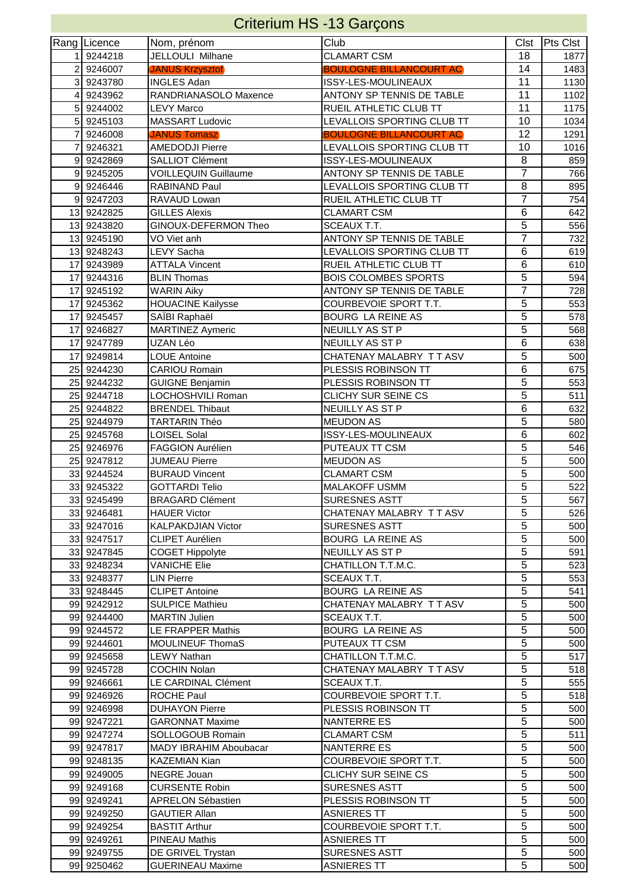# Criterium HS -13 Garçons

| Rang | Licence | Nom, prénom | Club | Clst | Pts Clst |
|---|---|---|---|---|---|
| 1 | 9244218 | JELLOULI Milhane | CLAMART CSM | 18 | 1877 |
| 2 | 9246007 | JANUS Krzysztof | BOULOGNE BILLANCOURT AC | 14 | 1483 |
| 3 | 9243780 | INGLES Adan | ISSY-LES-MOULINEAUX | 11 | 1130 |
| 4 | 9243962 | RANDRIANASOLO Maxence | ANTONY SP TENNIS DE TABLE | 11 | 1102 |
| 5 | 9244002 | LEVY Marco | RUEIL ATHLETIC CLUB TT | 11 | 1175 |
| 5 | 9245103 | MASSART Ludovic | LEVALLOIS SPORTING CLUB TT | 10 | 1034 |
| 7 | 9246008 | JANUS Tomasz | BOULOGNE BILLANCOURT AC | 12 | 1291 |
| 7 | 9246321 | AMEDODJI Pierre | LEVALLOIS SPORTING CLUB TT | 10 | 1016 |
| 9 | 9242869 | SALLIOT Clément | ISSY-LES-MOULINEAUX | 8 | 859 |
| 9 | 9245205 | VOILLEQUIN Guillaume | ANTONY SP TENNIS DE TABLE | 7 | 766 |
| 9 | 9246446 | RABINAND Paul | LEVALLOIS SPORTING CLUB TT | 8 | 895 |
| 9 | 9247203 | RAVAUD Lowan | RUEIL ATHLETIC CLUB TT | 7 | 754 |
| 13 | 9242825 | GILLES Alexis | CLAMART CSM | 6 | 642 |
| 13 | 9243820 | GINOUX-DEFERMON Theo | SCEAUX T.T. | 5 | 556 |
| 13 | 9245190 | VO Viet anh | ANTONY SP TENNIS DE TABLE | 7 | 732 |
| 13 | 9248243 | LEVY Sacha | LEVALLOIS SPORTING CLUB TT | 6 | 619 |
| 17 | 9243989 | ATTALA Vincent | RUEIL ATHLETIC CLUB TT | 6 | 610 |
| 17 | 9244316 | BLIN Thomas | BOIS COLOMBES SPORTS | 5 | 594 |
| 17 | 9245192 | WARIN Aiky | ANTONY SP TENNIS DE TABLE | 7 | 728 |
| 17 | 9245362 | HOUACINE Kailysse | COURBEVOIE SPORT T.T. | 5 | 553 |
| 17 | 9245457 | SAÏBI Raphaël | BOURG LA REINE AS | 5 | 578 |
| 17 | 9246827 | MARTINEZ Aymeric | NEUILLY AS ST P | 5 | 568 |
| 17 | 9247789 | UZAN Léo | NEUILLY AS ST P | 6 | 638 |
| 17 | 9249814 | LOUE Antoine | CHATENAY MALABRY T T ASV | 5 | 500 |
| 25 | 9244230 | CARIOU Romain | PLESSIS ROBINSON TT | 6 | 675 |
| 25 | 9244232 | GUIGNE Benjamin | PLESSIS ROBINSON TT | 5 | 553 |
| 25 | 9244718 | LOCHOSHVILI Roman | CLICHY SUR SEINE CS | 5 | 511 |
| 25 | 9244822 | BRENDEL Thibaut | NEUILLY AS ST P | 6 | 632 |
| 25 | 9244979 | TARTARIN Théo | MEUDON AS | 5 | 580 |
| 25 | 9245768 | LOISEL Solal | ISSY-LES-MOULINEAUX | 6 | 602 |
| 25 | 9246976 | FAGGION Aurélien | PUTEAUX TT CSM | 5 | 546 |
| 25 | 9247812 | JUMEAU Pierre | MEUDON AS | 5 | 500 |
| 33 | 9244524 | BURAUD Vincent | CLAMART CSM | 5 | 500 |
| 33 | 9245322 | GOTTARDI Telio | MALAKOFF USMM | 5 | 522 |
| 33 | 9245499 | BRAGARD Clément | SURESNES ASTT | 5 | 567 |
| 33 | 9246481 | HAUER Victor | CHATENAY MALABRY T T ASV | 5 | 526 |
| 33 | 9247016 | KALPAKDJIAN Victor | SURESNES ASTT | 5 | 500 |
| 33 | 9247517 | CLIPET Aurélien | BOURG LA REINE AS | 5 | 500 |
| 33 | 9247845 | COGET Hippolyte | NEUILLY AS ST P | 5 | 591 |
| 33 | 9248234 | VANICHE Elie | CHATILLON T.T.M.C. | 5 | 523 |
| 33 | 9248377 | LIN Pierre | SCEAUX T.T. | 5 | 553 |
| 33 | 9248445 | CLIPET Antoine | BOURG LA REINE AS | 5 | 541 |
| 99 | 9242912 | SULPICE Mathieu | CHATENAY MALABRY T T ASV | 5 | 500 |
| 99 | 9244400 | MARTIN Julien | SCEAUX T.T. | 5 | 500 |
| 99 | 9244572 | LE FRAPPER Mathis | BOURG LA REINE AS | 5 | 500 |
| 99 | 9244601 | MOULINEUF ThomaS | PUTEAUX TT CSM | 5 | 500 |
| 99 | 9245658 | LEWY Nathan | CHATILLON T.T.M.C. | 5 | 517 |
| 99 | 9245728 | COCHIN Nolan | CHATENAY MALABRY T T ASV | 5 | 518 |
| 99 | 9246661 | LE CARDINAL Clément | SCEAUX T.T. | 5 | 555 |
| 99 | 9246926 | ROCHE Paul | COURBEVOIE SPORT T.T. | 5 | 518 |
| 99 | 9246998 | DUHAYON Pierre | PLESSIS ROBINSON TT | 5 | 500 |
| 99 | 9247221 | GARONNAT Maxime | NANTERRE ES | 5 | 500 |
| 99 | 9247274 | SOLLOGOUB Romain | CLAMART CSM | 5 | 511 |
| 99 | 9247817 | MADY IBRAHIM Aboubacar | NANTERRE ES | 5 | 500 |
| 99 | 9248135 | KAZEMIAN Kian | COURBEVOIE SPORT T.T. | 5 | 500 |
| 99 | 9249005 | NEGRE Jouan | CLICHY SUR SEINE CS | 5 | 500 |
| 99 | 9249168 | CURSENTE Robin | SURESNES ASTT | 5 | 500 |
| 99 | 9249241 | APRELON Sébastien | PLESSIS ROBINSON TT | 5 | 500 |
| 99 | 9249250 | GAUTIER Allan | ASNIERES TT | 5 | 500 |
| 99 | 9249254 | BASTIT Arthur | COURBEVOIE SPORT T.T. | 5 | 500 |
| 99 | 9249261 | PINEAU Mathis | ASNIERES TT | 5 | 500 |
| 99 | 9249755 | DE GRIVEL Trystan | SURESNES ASTT | 5 | 500 |
| 99 | 9250462 | GUERINEAU Maxime | ASNIERES TT | 5 | 500 |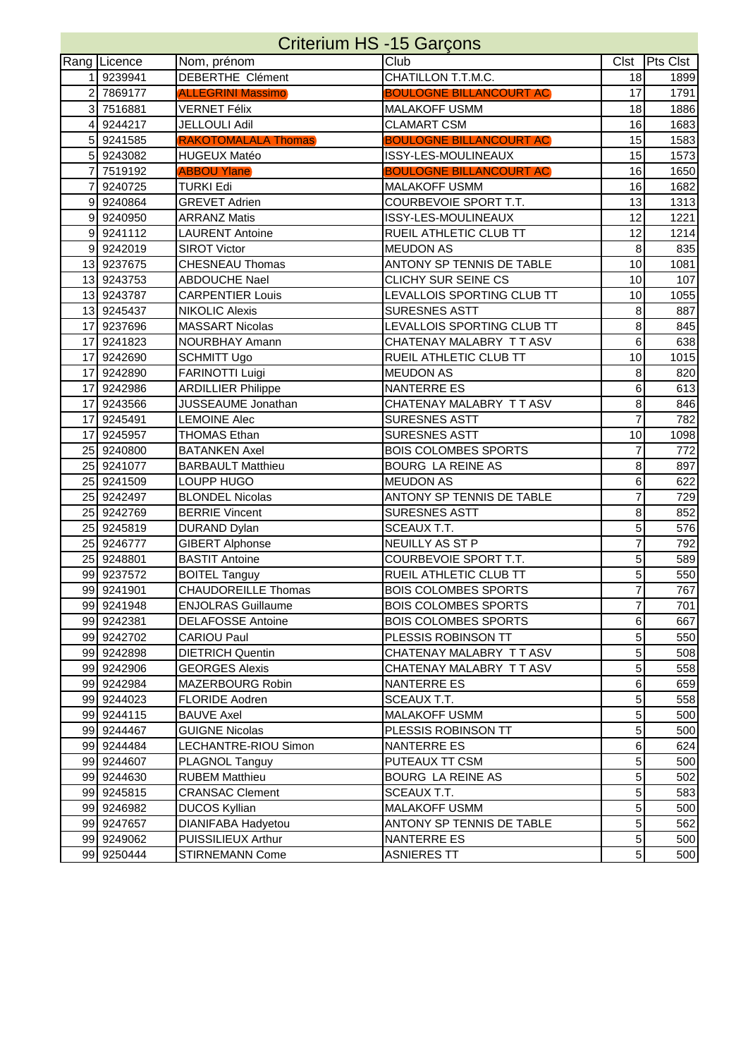# Criterium HS -15 Garçons

| Rang | Licence | Nom, prénom | Club | Clst | Pts Clst |
|---|---|---|---|---|---|
| 1 | 9239941 | DEBERTHE Clément | CHATILLON T.T.M.C. | 18 | 1899 |
| 2 | 7869177 | ALLEGRINI Massimo | BOULOGNE BILLANCOURT AC | 17 | 1791 |
| 3 | 7516881 | VERNET Félix | MALAKOFF USMM | 18 | 1886 |
| 4 | 9244217 | JELLOULI Adil | CLAMART CSM | 16 | 1683 |
| 5 | 9241585 | RAKOTOMALALA Thomas | BOULOGNE BILLANCOURT AC | 15 | 1583 |
| 5 | 9243082 | HUGEUX Matéo | ISSY-LES-MOULINEAUX | 15 | 1573 |
| 7 | 7519192 | ABBOU Ylane | BOULOGNE BILLANCOURT AC | 16 | 1650 |
| 7 | 9240725 | TURKI Edi | MALAKOFF USMM | 16 | 1682 |
| 9 | 9240864 | GREVET Adrien | COURBEVOIE SPORT T.T. | 13 | 1313 |
| 9 | 9240950 | ARRANZ Matis | ISSY-LES-MOULINEAUX | 12 | 1221 |
| 9 | 9241112 | LAURENT Antoine | RUEIL ATHLETIC CLUB TT | 12 | 1214 |
| 9 | 9242019 | SIROT Victor | MEUDON AS | 8 | 835 |
| 13 | 9237675 | CHESNEAU Thomas | ANTONY SP TENNIS DE TABLE | 10 | 1081 |
| 13 | 9243753 | ABDOUCHE Nael | CLICHY SUR SEINE CS | 10 | 107 |
| 13 | 9243787 | CARPENTIER Louis | LEVALLOIS SPORTING CLUB TT | 10 | 1055 |
| 13 | 9245437 | NIKOLIC Alexis | SURESNES ASTT | 8 | 887 |
| 17 | 9237696 | MASSART Nicolas | LEVALLOIS SPORTING CLUB TT | 8 | 845 |
| 17 | 9241823 | NOURBHAY Amann | CHATENAY MALABRY T T ASV | 6 | 638 |
| 17 | 9242690 | SCHMITT Ugo | RUEIL ATHLETIC CLUB TT | 10 | 1015 |
| 17 | 9242890 | FARINOTTI Luigi | MEUDON AS | 8 | 820 |
| 17 | 9242986 | ARDILLIER Philippe | NANTERRE ES | 6 | 613 |
| 17 | 9243566 | JUSSEAUME Jonathan | CHATENAY MALABRY T T ASV | 8 | 846 |
| 17 | 9245491 | LEMOINE Alec | SURESNES ASTT | 7 | 782 |
| 17 | 9245957 | THOMAS Ethan | SURESNES ASTT | 10 | 1098 |
| 25 | 9240800 | BATANKEN Axel | BOIS COLOMBES SPORTS | 7 | 772 |
| 25 | 9241077 | BARBAULT Matthieu | BOURG LA REINE AS | 8 | 897 |
| 25 | 9241509 | LOUPP HUGO | MEUDON AS | 6 | 622 |
| 25 | 9242497 | BLONDEL Nicolas | ANTONY SP TENNIS DE TABLE | 7 | 729 |
| 25 | 9242769 | BERRIE Vincent | SURESNES ASTT | 8 | 852 |
| 25 | 9245819 | DURAND Dylan | SCEAUX T.T. | 5 | 576 |
| 25 | 9246777 | GIBERT Alphonse | NEUILLY AS ST P | 7 | 792 |
| 25 | 9248801 | BASTIT Antoine | COURBEVOIE SPORT T.T. | 5 | 589 |
| 99 | 9237572 | BOITEL Tanguy | RUEIL ATHLETIC CLUB TT | 5 | 550 |
| 99 | 9241901 | CHAUDOREILLE Thomas | BOIS COLOMBES SPORTS | 7 | 767 |
| 99 | 9241948 | ENJOLRAS Guillaume | BOIS COLOMBES SPORTS | 7 | 701 |
| 99 | 9242381 | DELAFOSSE Antoine | BOIS COLOMBES SPORTS | 6 | 667 |
| 99 | 9242702 | CARIOU Paul | PLESSIS ROBINSON TT | 5 | 550 |
| 99 | 9242898 | DIETRICH Quentin | CHATENAY MALABRY T T ASV | 5 | 508 |
| 99 | 9242906 | GEORGES Alexis | CHATENAY MALABRY T T ASV | 5 | 558 |
| 99 | 9242984 | MAZERBOURG Robin | NANTERRE ES | 6 | 659 |
| 99 | 9244023 | FLORIDE Aodren | SCEAUX T.T. | 5 | 558 |
| 99 | 9244115 | BAUVE Axel | MALAKOFF USMM | 5 | 500 |
| 99 | 9244467 | GUIGNE Nicolas | PLESSIS ROBINSON TT | 5 | 500 |
| 99 | 9244484 | LECHANTRE-RIOU Simon | NANTERRE ES | 6 | 624 |
| 99 | 9244607 | PLAGNOL Tanguy | PUTEAUX TT CSM | 5 | 500 |
| 99 | 9244630 | RUBEM Matthieu | BOURG LA REINE AS | 5 | 502 |
| 99 | 9245815 | CRANSAC Clement | SCEAUX T.T. | 5 | 583 |
| 99 | 9246982 | DUCOS Kyllian | MALAKOFF USMM | 5 | 500 |
| 99 | 9247657 | DIANIFABA Hadyetou | ANTONY SP TENNIS DE TABLE | 5 | 562 |
| 99 | 9249062 | PUISSILIEUX Arthur | NANTERRE ES | 5 | 500 |
| 99 | 9250444 | STIRNEMANN Come | ASNIERES TT | 5 | 500 |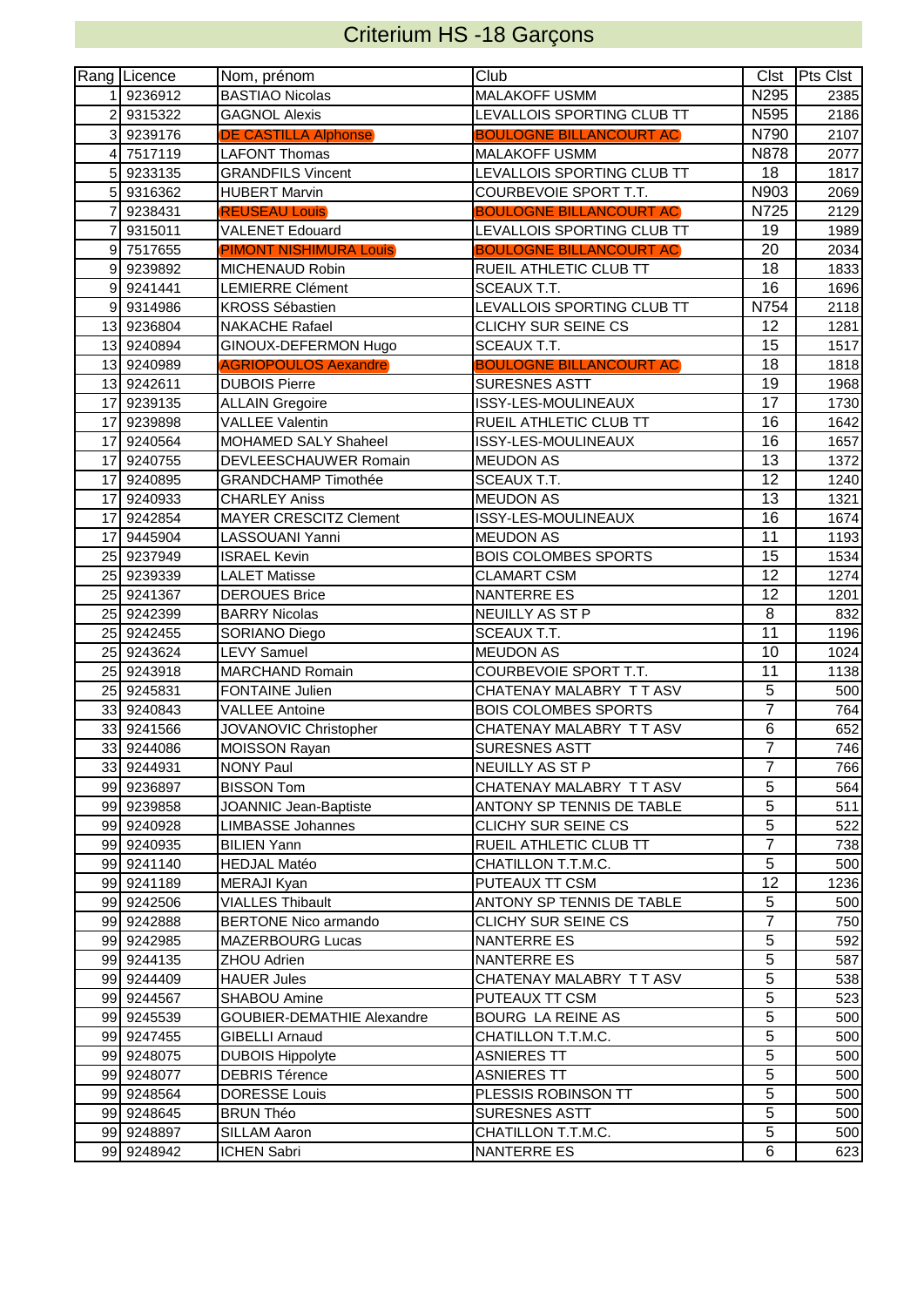# Criterium HS -18 Garçons

| Rang | Licence | Nom, prénom | Club | Clst | Pts Clst |
|---|---|---|---|---|---|
| 1 | 9236912 | BASTIAO Nicolas | MALAKOFF USMM | N295 | 2385 |
| 2 | 9315322 | GAGNOL Alexis | LEVALLOIS SPORTING CLUB TT | N595 | 2186 |
| 3 | 9239176 | DE CASTILLA Alphonse | BOULOGNE BILLANCOURT AC | N790 | 2107 |
| 4 | 7517119 | LAFONT Thomas | MALAKOFF USMM | N878 | 2077 |
| 5 | 9233135 | GRANDFILS Vincent | LEVALLOIS SPORTING CLUB TT | 18 | 1817 |
| 5 | 9316362 | HUBERT Marvin | COURBEVOIE SPORT T.T. | N903 | 2069 |
| 7 | 9238431 | REUSEAU Louis | BOULOGNE BILLANCOURT AC | N725 | 2129 |
| 7 | 9315011 | VALENET Edouard | LEVALLOIS SPORTING CLUB TT | 19 | 1989 |
| 9 | 7517655 | PIMONT NISHIMURA Louis | BOULOGNE BILLANCOURT AC | 20 | 2034 |
| 9 | 9239892 | MICHENAUD Robin | RUEIL ATHLETIC CLUB TT | 18 | 1833 |
| 9 | 9241441 | LEMIERRE Clément | SCEAUX T.T. | 16 | 1696 |
| 9 | 9314986 | KROSS Sébastien | LEVALLOIS SPORTING CLUB TT | N754 | 2118 |
| 13 | 9236804 | NAKACHE Rafael | CLICHY SUR SEINE CS | 12 | 1281 |
| 13 | 9240894 | GINOUX-DEFERMON Hugo | SCEAUX T.T. | 15 | 1517 |
| 13 | 9240989 | AGRIOPOULOS Aexandre | BOULOGNE BILLANCOURT AC | 18 | 1818 |
| 13 | 9242611 | DUBOIS Pierre | SURESNES ASTT | 19 | 1968 |
| 17 | 9239135 | ALLAIN Gregoire | ISSY-LES-MOULINEAUX | 17 | 1730 |
| 17 | 9239898 | VALLEE Valentin | RUEIL ATHLETIC CLUB TT | 16 | 1642 |
| 17 | 9240564 | MOHAMED SALY Shaheel | ISSY-LES-MOULINEAUX | 16 | 1657 |
| 17 | 9240755 | DEVLEESCHAUWER Romain | MEUDON AS | 13 | 1372 |
| 17 | 9240895 | GRANDCHAMP Timothée | SCEAUX T.T. | 12 | 1240 |
| 17 | 9240933 | CHARLEY Aniss | MEUDON AS | 13 | 1321 |
| 17 | 9242854 | MAYER CRESCITZ Clement | ISSY-LES-MOULINEAUX | 16 | 1674 |
| 17 | 9445904 | LASSOUANI Yanni | MEUDON AS | 11 | 1193 |
| 25 | 9237949 | ISRAEL Kevin | BOIS COLOMBES SPORTS | 15 | 1534 |
| 25 | 9239339 | LALET Matisse | CLAMART CSM | 12 | 1274 |
| 25 | 9241367 | DEROUES Brice | NANTERRE ES | 12 | 1201 |
| 25 | 9242399 | BARRY Nicolas | NEUILLY AS ST P | 8 | 832 |
| 25 | 9242455 | SORIANO Diego | SCEAUX T.T. | 11 | 1196 |
| 25 | 9243624 | LEVY Samuel | MEUDON AS | 10 | 1024 |
| 25 | 9243918 | MARCHAND Romain | COURBEVOIE SPORT T.T. | 11 | 1138 |
| 25 | 9245831 | FONTAINE Julien | CHATENAY MALABRY T T ASV | 5 | 500 |
| 33 | 9240843 | VALLEE Antoine | BOIS COLOMBES SPORTS | 7 | 764 |
| 33 | 9241566 | JOVANOVIC Christopher | CHATENAY MALABRY T T ASV | 6 | 652 |
| 33 | 9244086 | MOISSON Rayan | SURESNES ASTT | 7 | 746 |
| 33 | 9244931 | NONY Paul | NEUILLY AS ST P | 7 | 766 |
| 99 | 9236897 | BISSON Tom | CHATENAY MALABRY T T ASV | 5 | 564 |
| 99 | 9239858 | JOANNIC Jean-Baptiste | ANTONY SP TENNIS DE TABLE | 5 | 511 |
| 99 | 9240928 | LIMBASSE Johannes | CLICHY SUR SEINE CS | 5 | 522 |
| 99 | 9240935 | BILIEN Yann | RUEIL ATHLETIC CLUB TT | 7 | 738 |
| 99 | 9241140 | HEDJAL Matéo | CHATILLON T.T.M.C. | 5 | 500 |
| 99 | 9241189 | MERAJI Kyan | PUTEAUX TT CSM | 12 | 1236 |
| 99 | 9242506 | VIALLES Thibault | ANTONY SP TENNIS DE TABLE | 5 | 500 |
| 99 | 9242888 | BERTONE Nico armando | CLICHY SUR SEINE CS | 7 | 750 |
| 99 | 9242985 | MAZERBOURG Lucas | NANTERRE ES | 5 | 592 |
| 99 | 9244135 | ZHOU Adrien | NANTERRE ES | 5 | 587 |
| 99 | 9244409 | HAUER Jules | CHATENAY MALABRY T T ASV | 5 | 538 |
| 99 | 9244567 | SHABOU Amine | PUTEAUX TT CSM | 5 | 523 |
| 99 | 9245539 | GOUBIER-DEMATHIE Alexandre | BOURG LA REINE AS | 5 | 500 |
| 99 | 9247455 | GIBELLI Arnaud | CHATILLON T.T.M.C. | 5 | 500 |
| 99 | 9248075 | DUBOIS Hippolyte | ASNIERES TT | 5 | 500 |
| 99 | 9248077 | DEBRIS Térence | ASNIERES TT | 5 | 500 |
| 99 | 9248564 | DORESSE Louis | PLESSIS ROBINSON TT | 5 | 500 |
| 99 | 9248645 | BRUN Théo | SURESNES ASTT | 5 | 500 |
| 99 | 9248897 | SILLAM Aaron | CHATILLON T.T.M.C. | 5 | 500 |
| 99 | 9248942 | ICHEN Sabri | NANTERRE ES | 6 | 623 |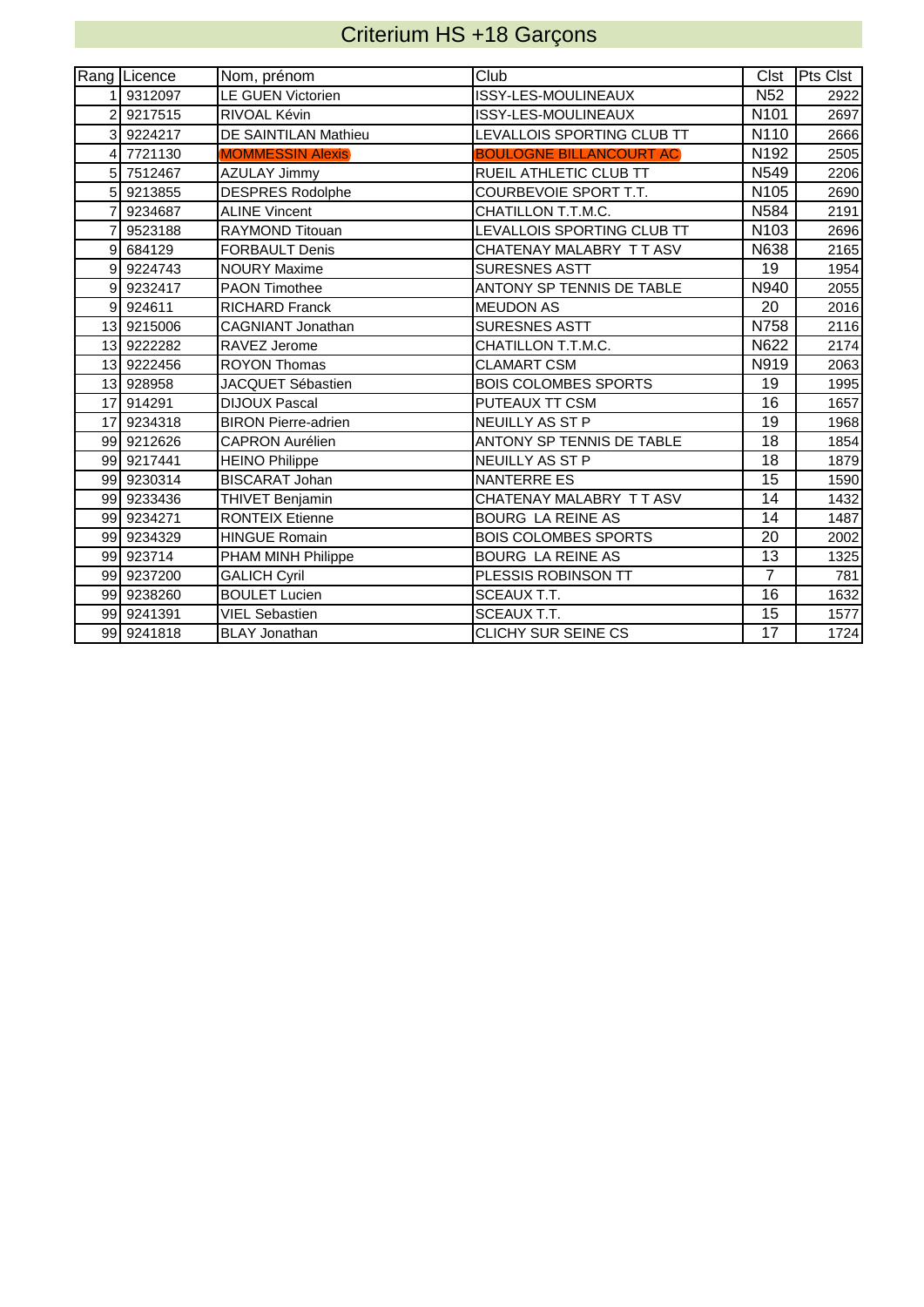# Criterium HS +18 Garçons

| Rang | Licence | Nom, prénom | Club | Clst | Pts Clst |
|---|---|---|---|---|---|
| 1 | 9312097 | LE GUEN Victorien | ISSY-LES-MOULINEAUX | N52 | 2922 |
| 2 | 9217515 | RIVOAL Kévin | ISSY-LES-MOULINEAUX | N101 | 2697 |
| 3 | 9224217 | DE SAINTILAN Mathieu | LEVALLOIS SPORTING CLUB TT | N110 | 2666 |
| 4 | 7721130 | MOMMESSIN Alexis | BOULOGNE BILLANCOURT AC | N192 | 2505 |
| 5 | 7512467 | AZULAY Jimmy | RUEIL ATHLETIC CLUB TT | N549 | 2206 |
| 5 | 9213855 | DESPRES Rodolphe | COURBEVOIE SPORT T.T. | N105 | 2690 |
| 7 | 9234687 | ALINE Vincent | CHATILLON T.T.M.C. | N584 | 2191 |
| 7 | 9523188 | RAYMOND Titouan | LEVALLOIS SPORTING CLUB TT | N103 | 2696 |
| 9 | 684129 | FORBAULT Denis | CHATENAY MALABRY T T ASV | N638 | 2165 |
| 9 | 9224743 | NOURY Maxime | SURESNES ASTT | 19 | 1954 |
| 9 | 9232417 | PAON Timothee | ANTONY SP TENNIS DE TABLE | N940 | 2055 |
| 9 | 924611 | RICHARD Franck | MEUDON AS | 20 | 2016 |
| 13 | 9215006 | CAGNIANT Jonathan | SURESNES ASTT | N758 | 2116 |
| 13 | 9222282 | RAVEZ Jerome | CHATILLON T.T.M.C. | N622 | 2174 |
| 13 | 9222456 | ROYON Thomas | CLAMART CSM | N919 | 2063 |
| 13 | 928958 | JACQUET Sébastien | BOIS COLOMBES SPORTS | 19 | 1995 |
| 17 | 914291 | DIJOUX Pascal | PUTEAUX TT CSM | 16 | 1657 |
| 17 | 9234318 | BIRON Pierre-adrien | NEUILLY AS ST P | 19 | 1968 |
| 99 | 9212626 | CAPRON Aurélien | ANTONY SP TENNIS DE TABLE | 18 | 1854 |
| 99 | 9217441 | HEINO Philippe | NEUILLY AS ST P | 18 | 1879 |
| 99 | 9230314 | BISCARAT Johan | NANTERRE ES | 15 | 1590 |
| 99 | 9233436 | THIVET Benjamin | CHATENAY MALABRY T T ASV | 14 | 1432 |
| 99 | 9234271 | RONTEIX Etienne | BOURG LA REINE AS | 14 | 1487 |
| 99 | 9234329 | HINGUE Romain | BOIS COLOMBES SPORTS | 20 | 2002 |
| 99 | 923714 | PHAM MINH Philippe | BOURG LA REINE AS | 13 | 1325 |
| 99 | 9237200 | GALICH Cyril | PLESSIS ROBINSON TT | 7 | 781 |
| 99 | 9238260 | BOULET Lucien | SCEAUX T.T. | 16 | 1632 |
| 99 | 9241391 | VIEL Sebastien | SCEAUX T.T. | 15 | 1577 |
| 99 | 9241818 | BLAY Jonathan | CLICHY SUR SEINE CS | 17 | 1724 |